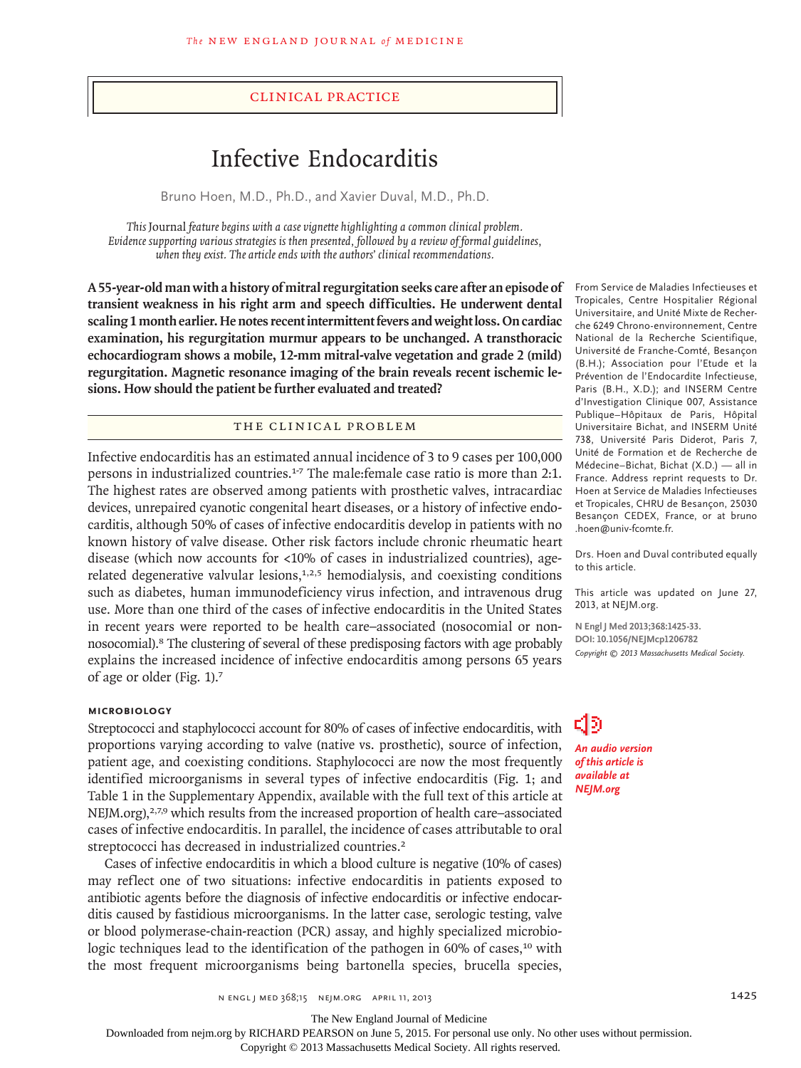## Clinical Practice

# Infective Endocarditis

Bruno Hoen, M.D., Ph.D., and Xavier Duval, M.D., Ph.D.

*This* Journal *feature begins with a case vignette highlighting a common clinical problem. Evidence supporting various strategies is then presented, followed by a review of formal guidelines, when they exist. The article ends with the authors' clinical recommendations.*

**A 55-year-old man with a history of mitral regurgitation seeks care after an episode of transient weakness in his right arm and speech difficulties. He underwent dental scaling 1 month earlier. He notes recent intermittent fevers and weight loss. On cardiac examination, his regurgitation murmur appears to be unchanged. A transthoracic echocardiogram shows a mobile, 12-mm mitral-valve vegetation and grade 2 (mild) regurgitation. Magnetic resonance imaging of the brain reveals recent ischemic lesions. How should the patient be further evaluated and treated?**

From Service de Maladies Infectieuses et Tropicales, Centre Hospitalier Régional Universitaire, and Unité Mixte de Recherche 6249 Chrono-environnement, Centre National de la Recherche Scientifique, Université de Franche-Comté, Besançon (B.H.); Association pour l'Etude et la Prévention de l'Endocardite Infectieuse, Paris (B.H., X.D.); and INSERM Centre d'Investigation Clinique 007, Assistance Publique–Hôpitaux de Paris, Hôpital Universitaire Bichat, and INSERM Unité 738, Université Paris Diderot, Paris 7, Unité de Formation et de Recherche de Médecine–Bichat, Bichat (X.D.) — all in France. Address reprint requests to Dr. Hoen at Service de Maladies Infectieuses et Tropicales, CHRU de Besançon, 25030 Besançon CEDEX, France, or at bruno.hoen@univ-fcomte.fr.

Drs. Hoen and Duval contributed equally to this article.

This article was updated on June 27, 2013, at NEJM.org.

N Engl J Med 2013;368:1425-33.
DOI: 10.1056/NEJMcp1206782
*Copyright © 2013 Massachusetts Medical Society.*

*An audio version of this article is available at NEJM.org*

## The Clinical Problem

Infective endocarditis has an estimated annual incidence of 3 to 9 cases per 100,000 persons in industrialized countries.[1-7] The male:female case ratio is more than 2:1. The highest rates are observed among patients with prosthetic valves, intracardiac devices, unrepaired cyanotic congenital heart diseases, or a history of infective endocarditis, although 50% of cases of infective endocarditis develop in patients with no known history of valve disease. Other risk factors include chronic rheumatic heart disease (which now accounts for <10% of cases in industrialized countries), age-related degenerative valvular lesions,[1,2,5] hemodialysis, and coexisting conditions such as diabetes, human immunodeficiency virus infection, and intravenous drug use. More than one third of the cases of infective endocarditis in the United States in recent years were reported to be health care–associated (nosocomial or non-nosocomial).[8] The clustering of several of these predisposing factors with age probably explains the increased incidence of infective endocarditis among persons 65 years of age or older (Fig. 1).[7]

### Microbiology

Streptococci and staphylococci account for 80% of cases of infective endocarditis, with proportions varying according to valve (native vs. prosthetic), source of infection, patient age, and coexisting conditions. Staphylococci are now the most frequently identified microorganisms in several types of infective endocarditis (Fig. 1; and Table 1 in the Supplementary Appendix, available with the full text of this article at NEJM.org),[2,7,9] which results from the increased proportion of health care–associated cases of infective endocarditis. In parallel, the incidence of cases attributable to oral streptococci has decreased in industrialized countries.[2]

Cases of infective endocarditis in which a blood culture is negative (10% of cases) may reflect one of two situations: infective endocarditis in patients exposed to antibiotic agents before the diagnosis of infective endocarditis or infective endocarditis caused by fastidious microorganisms. In the latter case, serologic testing, valve or blood polymerase-chain-reaction (PCR) assay, and highly specialized microbiologic techniques lead to the identification of the pathogen in 60% of cases,[10] with the most frequent microorganisms being bartonella species, brucella species,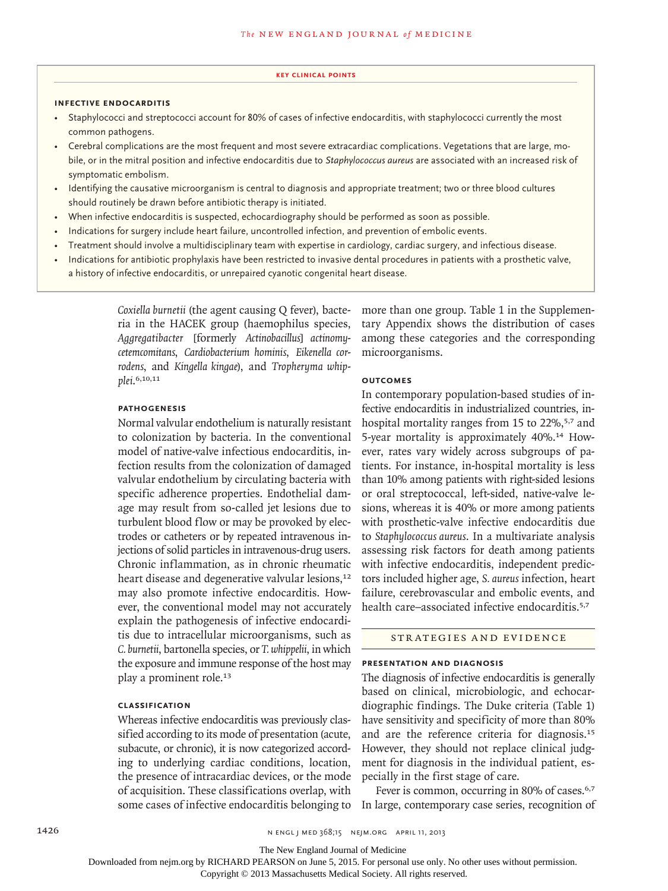### KEY CLINICAL POINTS

#### INFECTIVE ENDOCARDITIS

- Staphylococci and streptococci account for 80% of cases of infective endocarditis, with staphylococci currently the most common pathogens.
- Cerebral complications are the most frequent and most severe extracardiac complications. Vegetations that are large, mobile, or in the mitral position and infective endocarditis due to *Staphylococcus aureus* are associated with an increased risk of symptomatic embolism.
- Identifying the causative microorganism is central to diagnosis and appropriate treatment; two or three blood cultures should routinely be drawn before antibiotic therapy is initiated.
- When infective endocarditis is suspected, echocardiography should be performed as soon as possible.
- Indications for surgery include heart failure, uncontrolled infection, and prevention of embolic events.
- Treatment should involve a multidisciplinary team with expertise in cardiology, cardiac surgery, and infectious disease.
- Indications for antibiotic prophylaxis have been restricted to invasive dental procedures in patients with a prosthetic valve, a history of infective endocarditis, or unrepaired cyanotic congenital heart disease.

*Coxiella burnetii* (the agent causing Q fever), bacteria in the HACEK group (haemophilus species, *Aggregatibacter* [formerly *Actinobacillus*] *actinomycetemcomitans*, *Cardiobacterium hominis*, *Eikenella corrodens*, and *Kingella kingae*), and *Tropheryma whipplei*.[6,10,11]

#### PATHOGENESIS

Normal valvular endothelium is naturally resistant to colonization by bacteria. In the conventional model of native-valve infectious endocarditis, infection results from the colonization of damaged valvular endothelium by circulating bacteria with specific adherence properties. Endothelial damage may result from so-called jet lesions due to turbulent blood flow or may be provoked by electrodes or catheters or by repeated intravenous injections of solid particles in intravenous-drug users. Chronic inflammation, as in chronic rheumatic heart disease and degenerative valvular lesions,[12] may also promote infective endocarditis. However, the conventional model may not accurately explain the pathogenesis of infective endocarditis due to intracellular microorganisms, such as *C. burnetii*, bartonella species, or *T. whippelii*, in which the exposure and immune response of the host may play a prominent role.[13]

#### CLASSIFICATION

Whereas infective endocarditis was previously classified according to its mode of presentation (acute, subacute, or chronic), it is now categorized according to underlying cardiac conditions, location, the presence of intracardiac devices, or the mode of acquisition. These classifications overlap, with some cases of infective endocarditis belonging to more than one group. Table 1 in the Supplementary Appendix shows the distribution of cases among these categories and the corresponding microorganisms.

#### OUTCOMES

In contemporary population-based studies of infective endocarditis in industrialized countries, in-hospital mortality ranges from 15 to 22%,[5,7] and 5-year mortality is approximately 40%.[14] However, rates vary widely across subgroups of patients. For instance, in-hospital mortality is less than 10% among patients with right-sided lesions or oral streptococcal, left-sided, native-valve lesions, whereas it is 40% or more among patients with prosthetic-valve infective endocarditis due to *Staphylococcus aureus*. In a multivariate analysis assessing risk factors for death among patients with infective endocarditis, independent predictors included higher age, *S. aureus* infection, heart failure, cerebrovascular and embolic events, and health care–associated infective endocarditis.[5,7]

## STRATEGIES AND EVIDENCE

#### PRESENTATION AND DIAGNOSIS

The diagnosis of infective endocarditis is generally based on clinical, microbiologic, and echocardiographic findings. The Duke criteria (Table 1) have sensitivity and specificity of more than 80% and are the reference criteria for diagnosis.[15] However, they should not replace clinical judgment for diagnosis in the individual patient, especially in the first stage of care.

Fever is common, occurring in 80% of cases.[6,7] In large, contemporary case series, recognition of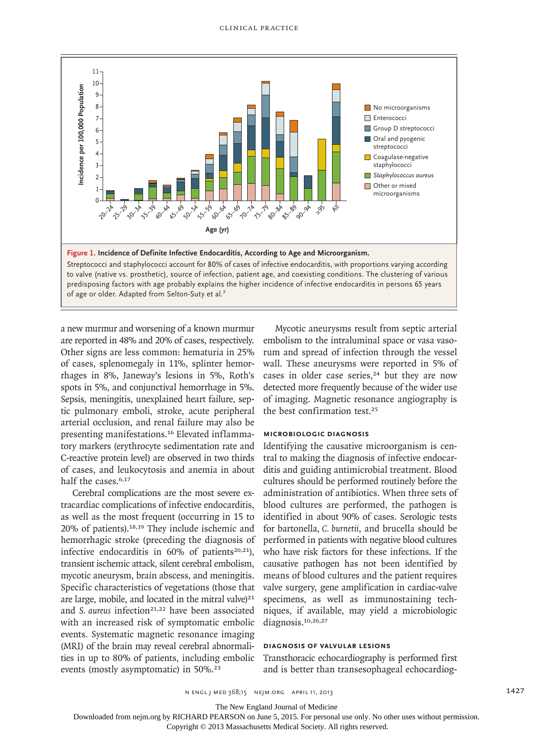**Figure 1. Incidence of Definite Infective Endocarditis, According to Age and Microorganism.**

Streptococci and staphylococci account for 80% of cases of infective endocarditis, with proportions varying according to valve (native vs. prosthetic), source of infection, patient age, and coexisting conditions. The clustering of various predisposing factors with age probably explains the higher incidence of infective endocarditis in persons 65 years of age or older. Adapted from Selton-Suty et al.[7]

a new murmur and worsening of a known murmur are reported in 48% and 20% of cases, respectively. Other signs are less common: hematuria in 25% of cases, splenomegaly in 11%, splinter hemorrhages in 8%, Janeway's lesions in 5%, Roth's spots in 5%, and conjunctival hemorrhage in 5%. Sepsis, meningitis, unexplained heart failure, septic pulmonary emboli, stroke, acute peripheral arterial occlusion, and renal failure may also be presenting manifestations.[16] Elevated inflammatory markers (erythrocyte sedimentation rate and C-reactive protein level) are observed in two thirds of cases, and leukocytosis and anemia in about half the cases.[6,17]

Cerebral complications are the most severe extracardiac complications of infective endocarditis, as well as the most frequent (occurring in 15 to 20% of patients).[18,19] They include ischemic and hemorrhagic stroke (preceding the diagnosis of infective endocarditis in 60% of patients[20,21]), transient ischemic attack, silent cerebral embolism, mycotic aneurysm, brain abscess, and meningitis. Specific characteristics of vegetations (those that are large, mobile, and located in the mitral valve)[21] and *S. aureus* infection[21,22] have been associated with an increased risk of symptomatic embolic events. Systematic magnetic resonance imaging (MRI) of the brain may reveal cerebral abnormalities in up to 80% of patients, including embolic events (mostly asymptomatic) in 50%.[23]

Mycotic aneurysms result from septic arterial embolism to the intraluminal space or vasa vasorum and spread of infection through the vessel wall. These aneurysms were reported in 5% of cases in older case series,[24] but they are now detected more frequently because of the wider use of imaging. Magnetic resonance angiography is the best confirmation test.[25]

### MICROBIOLOGIC DIAGNOSIS

Identifying the causative microorganism is central to making the diagnosis of infective endocarditis and guiding antimicrobial treatment. Blood cultures should be performed routinely before the administration of antibiotics. When three sets of blood cultures are performed, the pathogen is identified in about 90% of cases. Serologic tests for bartonella, *C. burnetii*, and brucella should be performed in patients with negative blood cultures who have risk factors for these infections. If the causative pathogen has not been identified by means of blood cultures and the patient requires valve surgery, gene amplification in cardiac-valve specimens, as well as immunostaining techniques, if available, may yield a microbiologic diagnosis.[10,26,27]

### DIAGNOSIS OF VALVULAR LESIONS

Transthoracic echocardiography is performed first and is better than transesophageal echocardiog-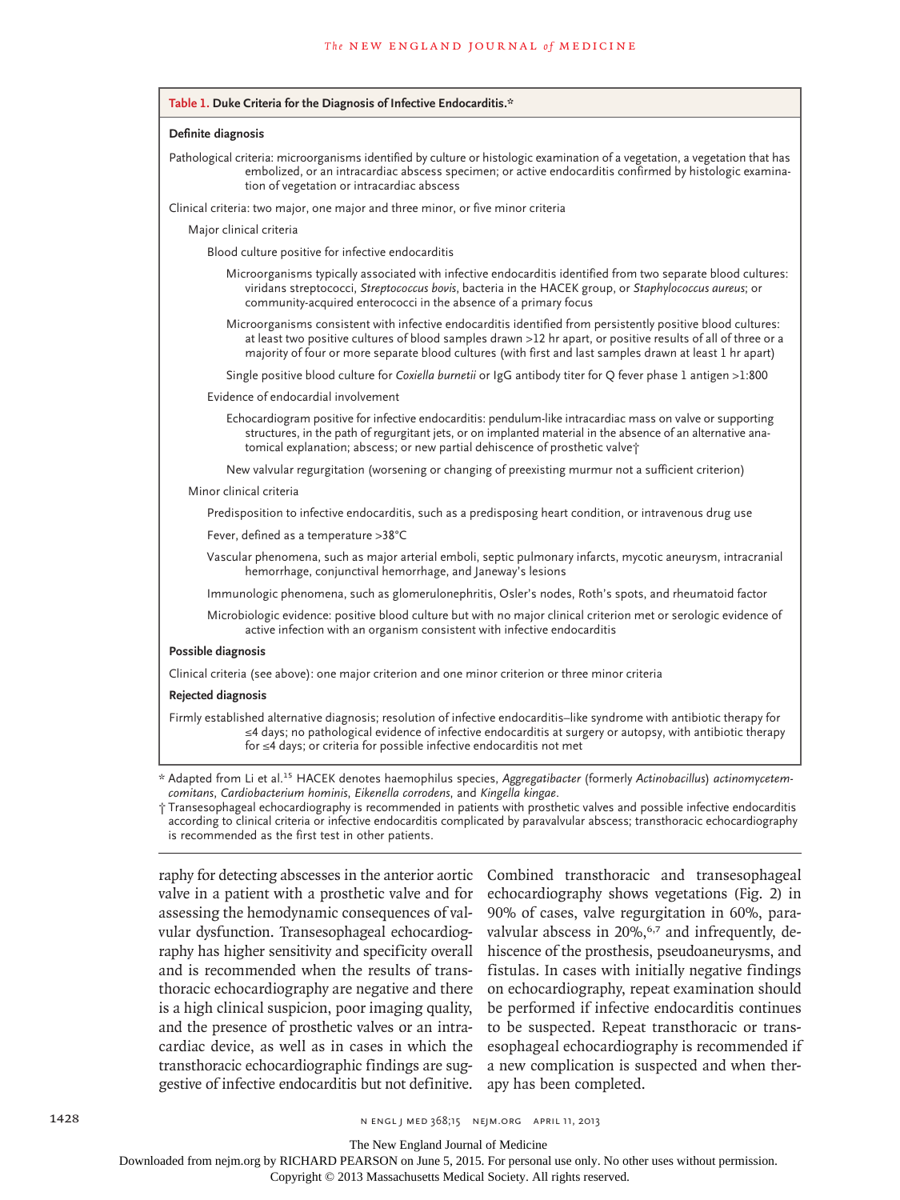**Table 1. Duke Criteria for the Diagnosis of Infective Endocarditis.***

**Definite diagnosis**

Pathological criteria: microorganisms identified by culture or histologic examination of a vegetation, a vegetation that has embolized, or an intracardiac abscess specimen; or active endocarditis confirmed by histologic examination of vegetation or intracardiac abscess

Clinical criteria: two major, one major and three minor, or five minor criteria

- Major clinical criteria
  - Blood culture positive for infective endocarditis
    - Microorganisms typically associated with infective endocarditis identified from two separate blood cultures: viridans streptococci, *Streptococcus bovis*, bacteria in the HACEK group, or *Staphylococcus aureus*; or community-acquired enterococci in the absence of a primary focus
    - Microorganisms consistent with infective endocarditis identified from persistently positive blood cultures: at least two positive cultures of blood samples drawn >12 hr apart, or positive results of all of three or a majority of four or more separate blood cultures (with first and last samples drawn at least 1 hr apart)
    - Single positive blood culture for *Coxiella burnetii* or IgG antibody titer for Q fever phase 1 antigen >1:800
  - Evidence of endocardial involvement
    - Echocardiogram positive for infective endocarditis: pendulum-like intracardiac mass on valve or supporting structures, in the path of regurgitant jets, or on implanted material in the absence of an alternative anatomical explanation; abscess; or new partial dehiscence of prosthetic valve†
    - New valvular regurgitation (worsening or changing of preexisting murmur not a sufficient criterion)
- Minor clinical criteria
  - Predisposition to infective endocarditis, such as a predisposing heart condition, or intravenous drug use
  - Fever, defined as a temperature >38°C
  - Vascular phenomena, such as major arterial emboli, septic pulmonary infarcts, mycotic aneurysm, intracranial hemorrhage, conjunctival hemorrhage, and Janeway's lesions
  - Immunologic phenomena, such as glomerulonephritis, Osler's nodes, Roth's spots, and rheumatoid factor
  - Microbiologic evidence: positive blood culture but with no major clinical criterion met or serologic evidence of active infection with an organism consistent with infective endocarditis

**Possible diagnosis**

Clinical criteria (see above): one major criterion and one minor criterion or three minor criteria

**Rejected diagnosis**

Firmly established alternative diagnosis; resolution of infective endocarditis–like syndrome with antibiotic therapy for ≤4 days; no pathological evidence of infective endocarditis at surgery or autopsy, with antibiotic therapy for ≤4 days; or criteria for possible infective endocarditis not met

\* Adapted from Li et al.[15] HACEK denotes haemophilus species, *Aggregatibacter* (formerly *Actinobacillus*) *actinomycetemcomitans*, *Cardiobacterium hominis*, *Eikenella corrodens*, and *Kingella kingae*.

† Transesophageal echocardiography is recommended in patients with prosthetic valves and possible infective endocarditis according to clinical criteria or infective endocarditis complicated by paravalvular abscess; transthoracic echocardiography is recommended as the first test in other patients.

raphy for detecting abscesses in the anterior aortic valve in a patient with a prosthetic valve and for assessing the hemodynamic consequences of valvular dysfunction. Transesophageal echocardiography has higher sensitivity and specificity overall and is recommended when the results of transthoracic echocardiography are negative and there is a high clinical suspicion, poor imaging quality, and the presence of prosthetic valves or an intracardiac device, as well as in cases in which the transthoracic echocardiographic findings are suggestive of infective endocarditis but not definitive. Combined transthoracic and transesophageal echocardiography shows vegetations (Fig. 2) in 90% of cases, valve regurgitation in 60%, paravalvular abscess in 20%,[6,7] and infrequently, dehiscence of the prosthesis, pseudoaneurysms, and fistulas. In cases with initially negative findings on echocardiography, repeat examination should be performed if infective endocarditis continues to be suspected. Repeat transthoracic or transesophageal echocardiography is recommended if a new complication is suspected and when therapy has been completed.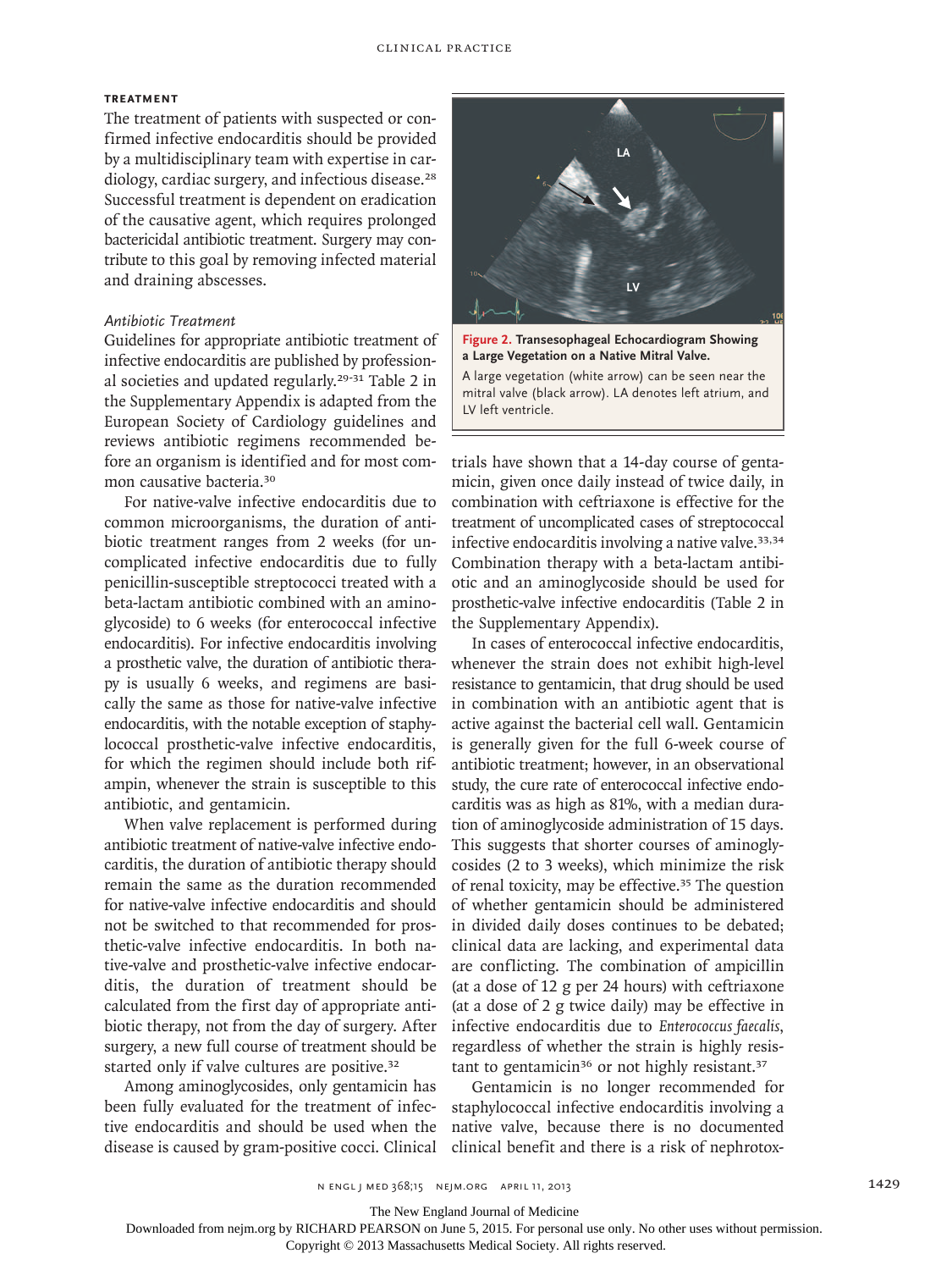## TREATMENT

The treatment of patients with suspected or confirmed infective endocarditis should be provided by a multidisciplinary team with expertise in cardiology, cardiac surgery, and infectious disease.[28] Successful treatment is dependent on eradication of the causative agent, which requires prolonged bactericidal antibiotic treatment. Surgery may contribute to this goal by removing infected material and draining abscesses.

### *Antibiotic Treatment*

Guidelines for appropriate antibiotic treatment of infective endocarditis are published by professional societies and updated regularly.[29-31] Table 2 in the Supplementary Appendix is adapted from the European Society of Cardiology guidelines and reviews antibiotic regimens recommended before an organism is identified and for most common causative bacteria.[30]

For native-valve infective endocarditis due to common microorganisms, the duration of antibiotic treatment ranges from 2 weeks (for uncomplicated infective endocarditis due to fully penicillin-susceptible streptococci treated with a beta-lactam antibiotic combined with an aminoglycoside) to 6 weeks (for enterococcal infective endocarditis). For infective endocarditis involving a prosthetic valve, the duration of antibiotic therapy is usually 6 weeks, and regimens are basically the same as those for native-valve infective endocarditis, with the notable exception of staphylococcal prosthetic-valve infective endocarditis, for which the regimen should include both rifampin, whenever the strain is susceptible to this antibiotic, and gentamicin.

When valve replacement is performed during antibiotic treatment of native-valve infective endocarditis, the duration of antibiotic therapy should remain the same as the duration recommended for native-valve infective endocarditis and should not be switched to that recommended for prosthetic-valve infective endocarditis. In both native-valve and prosthetic-valve infective endocarditis, the duration of treatment should be calculated from the first day of appropriate antibiotic therapy, not from the day of surgery. After surgery, a new full course of treatment should be started only if valve cultures are positive.[32]

Among aminoglycosides, only gentamicin has been fully evaluated for the treatment of infective endocarditis and should be used when the disease is caused by gram-positive cocci. Clinical trials have shown that a 14-day course of gentamicin, given once daily instead of twice daily, in combination with ceftriaxone is effective for the treatment of uncomplicated cases of streptococcal infective endocarditis involving a native valve.[33,34] Combination therapy with a beta-lactam antibiotic and an aminoglycoside should be used for prosthetic-valve infective endocarditis (Table 2 in the Supplementary Appendix).

**Figure 2. Transesophageal Echocardiogram Showing a Large Vegetation on a Native Mitral Valve.**

A large vegetation (white arrow) can be seen near the mitral valve (black arrow). LA denotes left atrium, and LV left ventricle.

In cases of enterococcal infective endocarditis, whenever the strain does not exhibit high-level resistance to gentamicin, that drug should be used in combination with an antibiotic agent that is active against the bacterial cell wall. Gentamicin is generally given for the full 6-week course of antibiotic treatment; however, in an observational study, the cure rate of enterococcal infective endocarditis was as high as 81%, with a median duration of aminoglycoside administration of 15 days. This suggests that shorter courses of aminoglycosides (2 to 3 weeks), which minimize the risk of renal toxicity, may be effective.[35] The question of whether gentamicin should be administered in divided daily doses continues to be debated; clinical data are lacking, and experimental data are conflicting. The combination of ampicillin (at a dose of 12 g per 24 hours) with ceftriaxone (at a dose of 2 g twice daily) may be effective in infective endocarditis due to *Enterococcus faecalis*, regardless of whether the strain is highly resistant to gentamicin[36] or not highly resistant.[37]

Gentamicin is no longer recommended for staphylococcal infective endocarditis involving a native valve, because there is no documented clinical benefit and there is a risk of nephrotox-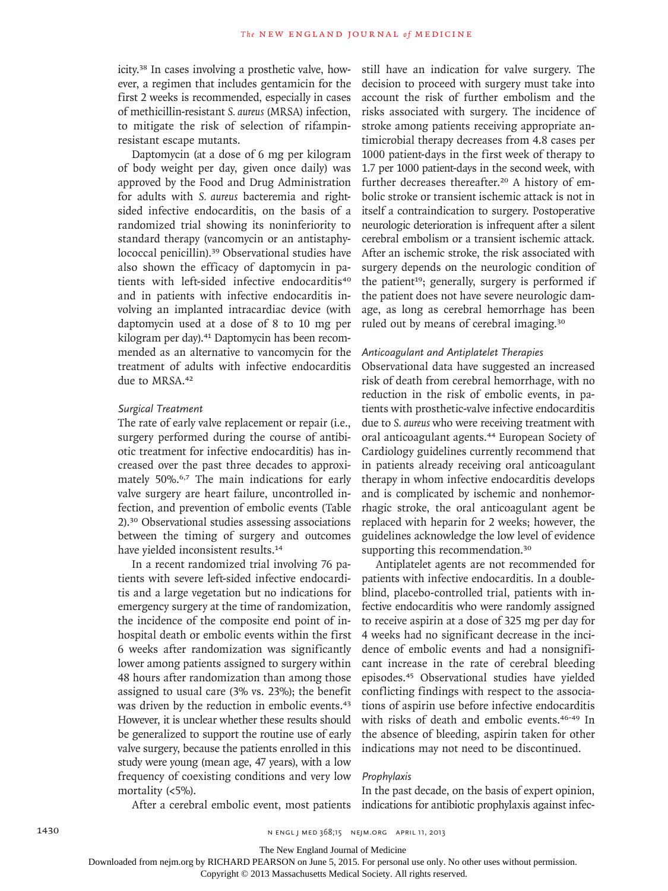icity.[38] In cases involving a prosthetic valve, however, a regimen that includes gentamicin for the first 2 weeks is recommended, especially in cases of methicillin-resistant *S. aureus* (MRSA) infection, to mitigate the risk of selection of rifampin-resistant escape mutants.

Daptomycin (at a dose of 6 mg per kilogram of body weight per day, given once daily) was approved by the Food and Drug Administration for adults with *S. aureus* bacteremia and right-sided infective endocarditis, on the basis of a randomized trial showing its noninferiority to standard therapy (vancomycin or an antistaphylococcal penicillin).[39] Observational studies have also shown the efficacy of daptomycin in patients with left-sided infective endocarditis[40] and in patients with infective endocarditis involving an implanted intracardiac device (with daptomycin used at a dose of 8 to 10 mg per kilogram per day).[41] Daptomycin has been recommended as an alternative to vancomycin for the treatment of adults with infective endocarditis due to MRSA.[42]

*Surgical Treatment*

The rate of early valve replacement or repair (i.e., surgery performed during the course of antibiotic treatment for infective endocarditis) has increased over the past three decades to approximately 50%.[6,7] The main indications for early valve surgery are heart failure, uncontrolled infection, and prevention of embolic events (Table 2).[30] Observational studies assessing associations between the timing of surgery and outcomes have yielded inconsistent results.[14]

In a recent randomized trial involving 76 patients with severe left-sided infective endocarditis and a large vegetation but no indications for emergency surgery at the time of randomization, the incidence of the composite end point of in-hospital death or embolic events within the first 6 weeks after randomization was significantly lower among patients assigned to surgery within 48 hours after randomization than among those assigned to usual care (3% vs. 23%); the benefit was driven by the reduction in embolic events.[43] However, it is unclear whether these results should be generalized to support the routine use of early valve surgery, because the patients enrolled in this study were young (mean age, 47 years), with a low frequency of coexisting conditions and very low mortality (<5%).

After a cerebral embolic event, most patients still have an indication for valve surgery. The decision to proceed with surgery must take into account the risk of further embolism and the risks associated with surgery. The incidence of stroke among patients receiving appropriate antimicrobial therapy decreases from 4.8 cases per 1000 patient-days in the first week of therapy to 1.7 per 1000 patient-days in the second week, with further decreases thereafter.[20] A history of embolic stroke or transient ischemic attack is not in itself a contraindication to surgery. Postoperative neurologic deterioration is infrequent after a silent cerebral embolism or a transient ischemic attack. After an ischemic stroke, the risk associated with surgery depends on the neurologic condition of the patient[19]; generally, surgery is performed if the patient does not have severe neurologic damage, as long as cerebral hemorrhage has been ruled out by means of cerebral imaging.[30]

*Anticoagulant and Antiplatelet Therapies*

Observational data have suggested an increased risk of death from cerebral hemorrhage, with no reduction in the risk of embolic events, in patients with prosthetic-valve infective endocarditis due to *S. aureus* who were receiving treatment with oral anticoagulant agents.[44] European Society of Cardiology guidelines currently recommend that in patients already receiving oral anticoagulant therapy in whom infective endocarditis develops and is complicated by ischemic and nonhemorrhagic stroke, the oral anticoagulant agent be replaced with heparin for 2 weeks; however, the guidelines acknowledge the low level of evidence supporting this recommendation.[30]

Antiplatelet agents are not recommended for patients with infective endocarditis. In a double-blind, placebo-controlled trial, patients with infective endocarditis who were randomly assigned to receive aspirin at a dose of 325 mg per day for 4 weeks had no significant decrease in the incidence of embolic events and had a nonsignificant increase in the rate of cerebral bleeding episodes.[45] Observational studies have yielded conflicting findings with respect to the associations of aspirin use before infective endocarditis with risks of death and embolic events.[46-49] In the absence of bleeding, aspirin taken for other indications may not need to be discontinued.

*Prophylaxis*

In the past decade, on the basis of expert opinion, indications for antibiotic prophylaxis against infec-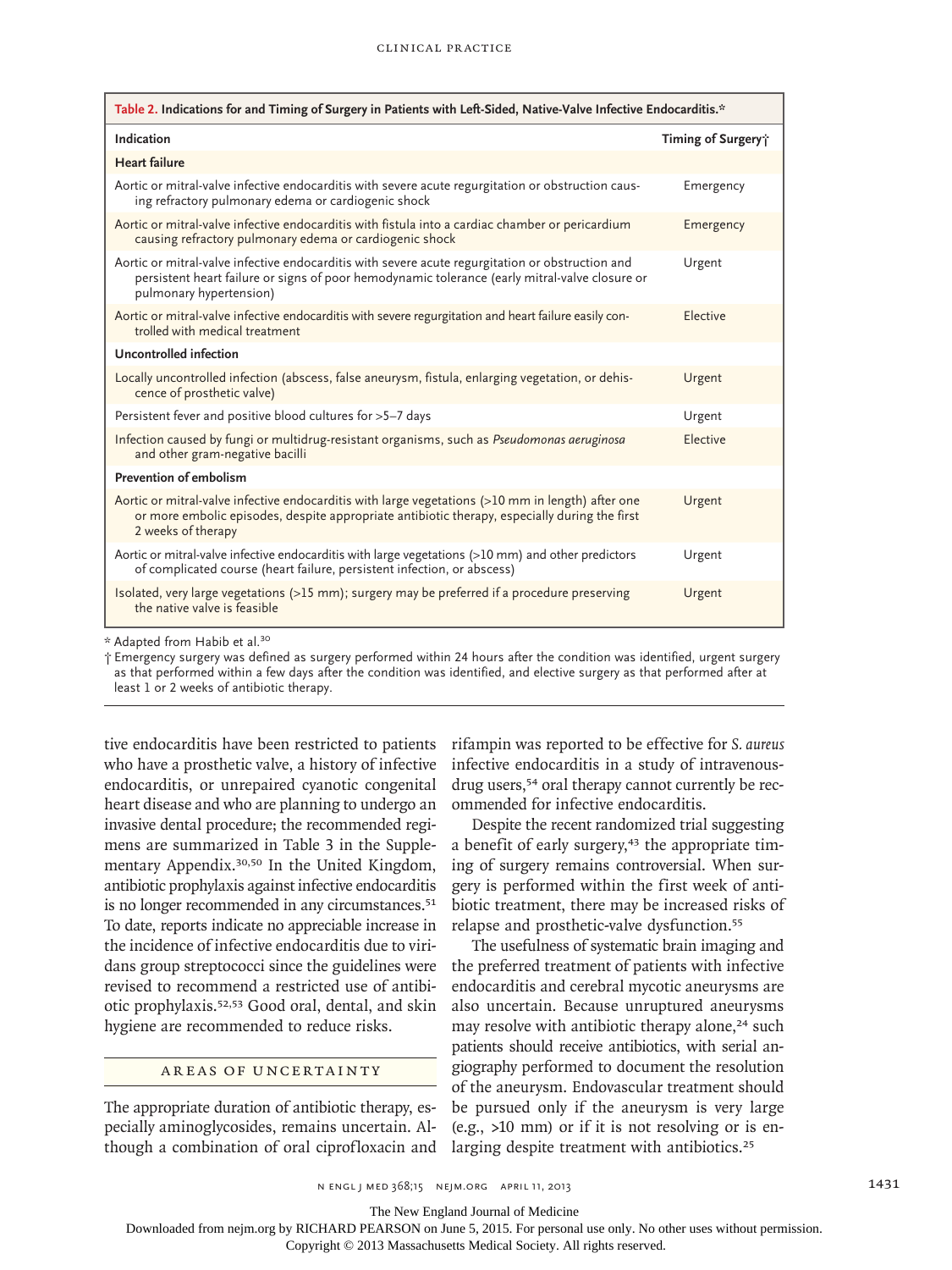**Table 2. Indications for and Timing of Surgery in Patients with Left-Sided, Native-Valve Infective Endocarditis.***

| Indication | Timing of Surgery† |
|---|---|
| **Heart failure** | |
| Aortic or mitral-valve infective endocarditis with severe acute regurgitation or obstruction causing refractory pulmonary edema or cardiogenic shock | Emergency |
| Aortic or mitral-valve infective endocarditis with fistula into a cardiac chamber or pericardium causing refractory pulmonary edema or cardiogenic shock | Emergency |
| Aortic or mitral-valve infective endocarditis with severe acute regurgitation or obstruction and persistent heart failure or signs of poor hemodynamic tolerance (early mitral-valve closure or pulmonary hypertension) | Urgent |
| Aortic or mitral-valve infective endocarditis with severe regurgitation and heart failure easily controlled with medical treatment | Elective |
| **Uncontrolled infection** | |
| Locally uncontrolled infection (abscess, false aneurysm, fistula, enlarging vegetation, or dehiscence of prosthetic valve) | Urgent |
| Persistent fever and positive blood cultures for >5–7 days | Urgent |
| Infection caused by fungi or multidrug-resistant organisms, such as *Pseudomonas aeruginosa* and other gram-negative bacilli | Elective |
| **Prevention of embolism** | |
| Aortic or mitral-valve infective endocarditis with large vegetations (>10 mm in length) after one or more embolic episodes, despite appropriate antibiotic therapy, especially during the first 2 weeks of therapy | Urgent |
| Aortic or mitral-valve infective endocarditis with large vegetations (>10 mm) and other predictors of complicated course (heart failure, persistent infection, or abscess) | Urgent |
| Isolated, very large vegetations (>15 mm); surgery may be preferred if a procedure preserving the native valve is feasible | Urgent |

\* Adapted from Habib et al.[30]

† Emergency surgery was defined as surgery performed within 24 hours after the condition was identified, urgent surgery as that performed within a few days after the condition was identified, and elective surgery as that performed after at least 1 or 2 weeks of antibiotic therapy.

tive endocarditis have been restricted to patients who have a prosthetic valve, a history of infective endocarditis, or unrepaired cyanotic congenital heart disease and who are planning to undergo an invasive dental procedure; the recommended regimens are summarized in Table 3 in the Supplementary Appendix.[30,50] In the United Kingdom, antibiotic prophylaxis against infective endocarditis is no longer recommended in any circumstances.[51] To date, reports indicate no appreciable increase in the incidence of infective endocarditis due to viridans group streptococci since the guidelines were revised to recommend a restricted use of antibiotic prophylaxis.[52,53] Good oral, dental, and skin hygiene are recommended to reduce risks.

## Areas of Uncertainty

The appropriate duration of antibiotic therapy, especially aminoglycosides, remains uncertain. Although a combination of oral ciprofloxacin and rifampin was reported to be effective for *S. aureus* infective endocarditis in a study of intravenous-drug users,[54] oral therapy cannot currently be recommended for infective endocarditis.

Despite the recent randomized trial suggesting a benefit of early surgery,[43] the appropriate timing of surgery remains controversial. When surgery is performed within the first week of antibiotic treatment, there may be increased risks of relapse and prosthetic-valve dysfunction.[55]

The usefulness of systematic brain imaging and the preferred treatment of patients with infective endocarditis and cerebral mycotic aneurysms are also uncertain. Because unruptured aneurysms may resolve with antibiotic therapy alone,[24] such patients should receive antibiotics, with serial angiography performed to document the resolution of the aneurysm. Endovascular treatment should be pursued only if the aneurysm is very large (e.g., >10 mm) or if it is not resolving or is enlarging despite treatment with antibiotics.[25]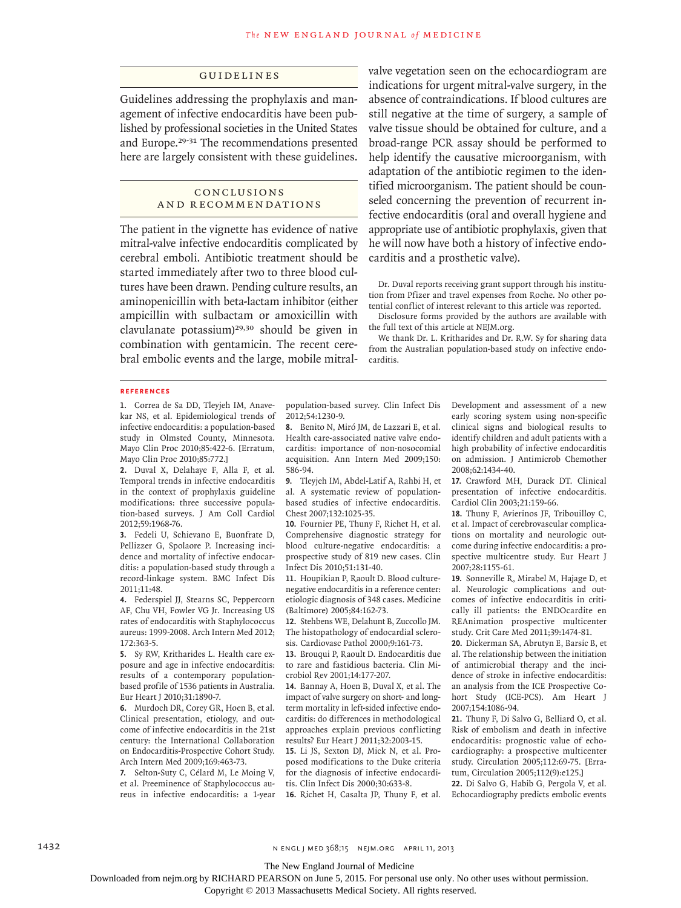## GUIDELINES

Guidelines addressing the prophylaxis and management of infective endocarditis have been published by professional societies in the United States and Europe.[29-31] The recommendations presented here are largely consistent with these guidelines.

## CONCLUSIONS AND RECOMMENDATIONS

The patient in the vignette has evidence of native mitral-valve infective endocarditis complicated by cerebral emboli. Antibiotic treatment should be started immediately after two to three blood cultures have been drawn. Pending culture results, an aminopenicillin with beta-lactam inhibitor (either ampicillin with sulbactam or amoxicillin with clavulanate potassium)[29,30] should be given in combination with gentamicin. The recent cerebral embolic events and the large, mobile mitral-valve vegetation seen on the echocardiogram are indications for urgent mitral-valve surgery, in the absence of contraindications. If blood cultures are still negative at the time of surgery, a sample of valve tissue should be obtained for culture, and a broad-range PCR assay should be performed to help identify the causative microorganism, with adaptation of the antibiotic regimen to the identified microorganism. The patient should be counseled concerning the prevention of recurrent infective endocarditis (oral and overall hygiene and appropriate use of antibiotic prophylaxis, given that he will now have both a history of infective endocarditis and a prosthetic valve).

Dr. Duval reports receiving grant support through his institution from Pfizer and travel expenses from Roche. No other potential conflict of interest relevant to this article was reported.

Disclosure forms provided by the authors are available with the full text of this article at NEJM.org.

We thank Dr. L. Kritharides and Dr. R.W. Sy for sharing data from the Australian population-based study on infective endocarditis.

## REFERENCES

1. Correa de Sa DD, Tleyjeh IM, Anavekar NS, et al. Epidemiological trends of infective endocarditis: a population-based study in Olmsted County, Minnesota. Mayo Clin Proc 2010;85:422-6. [Erratum, Mayo Clin Proc 2010;85:772.]
2. Duval X, Delahaye F, Alla F, et al. Temporal trends in infective endocarditis in the context of prophylaxis guideline modifications: three successive population-based surveys. J Am Coll Cardiol 2012;59:1968-76.
3. Fedeli U, Schievano E, Buonfrate D, Pellizzer G, Spolaore P. Increasing incidence and mortality of infective endocarditis: a population-based study through a record-linkage system. BMC Infect Dis 2011;11:48.
4. Federspiel JJ, Stearns SC, Peppercorn AF, Chu VH, Fowler VG Jr. Increasing US rates of endocarditis with Staphylococcus aureus: 1999-2008. Arch Intern Med 2012;172:363-5.
5. Sy RW, Kritharides L. Health care exposure and age in infective endocarditis: results of a contemporary population-based profile of 1536 patients in Australia. Eur Heart J 2010;31:1890-7.
6. Murdoch DR, Corey GR, Hoen B, et al. Clinical presentation, etiology, and outcome of infective endocarditis in the 21st century: the International Collaboration on Endocarditis-Prospective Cohort Study. Arch Intern Med 2009;169:463-73.
7. Selton-Suty C, Célard M, Le Moing V, et al. Preeminence of Staphylococcus aureus in infective endocarditis: a 1-year population-based survey. Clin Infect Dis 2012;54:1230-9.
8. Benito N, Miró JM, de Lazzari E, et al. Health care-associated native valve endocarditis: importance of non-nosocomial acquisition. Ann Intern Med 2009;150:586-94.
9. Tleyjeh IM, Abdel-Latif A, Rahbi H, et al. A systematic review of population-based studies of infective endocarditis. Chest 2007;132:1025-35.
10. Fournier PE, Thuny F, Richet H, et al. Comprehensive diagnostic strategy for blood culture-negative endocarditis: a prospective study of 819 new cases. Clin Infect Dis 2010;51:131-40.
11. Houpikian P, Raoult D. Blood culture-negative endocarditis in a reference center: etiologic diagnosis of 348 cases. Medicine (Baltimore) 2005;84:162-73.
12. Stehbens WE, Delahunt B, Zuccollo JM. The histopathology of endocardial sclerosis. Cardiovasc Pathol 2000;9:161-73.
13. Brouqui P, Raoult D. Endocarditis due to rare and fastidious bacteria. Clin Microbiol Rev 2001;14:177-207.
14. Bannay A, Hoen B, Duval X, et al. The impact of valve surgery on short- and long-term mortality in left-sided infective endocarditis: do differences in methodological approaches explain previous conflicting results? Eur Heart J 2011;32:2003-15.
15. Li JS, Sexton DJ, Mick N, et al. Proposed modifications to the Duke criteria for the diagnosis of infective endocarditis. Clin Infect Dis 2000;30:633-8.
16. Richet H, Casalta JP, Thuny F, et al. Development and assessment of a new early scoring system using non-specific clinical signs and biological results to identify children and adult patients with a high probability of infective endocarditis on admission. J Antimicrob Chemother 2008;62:1434-40.
17. Crawford MH, Durack DT. Clinical presentation of infective endocarditis. Cardiol Clin 2003;21:159-66.
18. Thuny F, Avierinos JF, Tribouilloy C, et al. Impact of cerebrovascular complications on mortality and neurologic outcome during infective endocarditis: a prospective multicentre study. Eur Heart J 2007;28:1155-61.
19. Sonneville R, Mirabel M, Hajage D, et al. Neurologic complications and outcomes of infective endocarditis in critically ill patients: the ENDOcardite en REAnimation prospective multicenter study. Crit Care Med 2011;39:1474-81.
20. Dickerman SA, Abrutyn E, Barsic B, et al. The relationship between the initiation of antimicrobial therapy and the incidence of stroke in infective endocarditis: an analysis from the ICE Prospective Cohort Study (ICE-PCS). Am Heart J 2007;154:1086-94.
21. Thuny F, Di Salvo G, Belliard O, et al. Risk of embolism and death in infective endocarditis: prognostic value of echocardiography: a prospective multicenter study. Circulation 2005;112:69-75. [Erratum, Circulation 2005;112(9):e125.]
22. Di Salvo G, Habib G, Pergola V, et al. Echocardiography predicts embolic events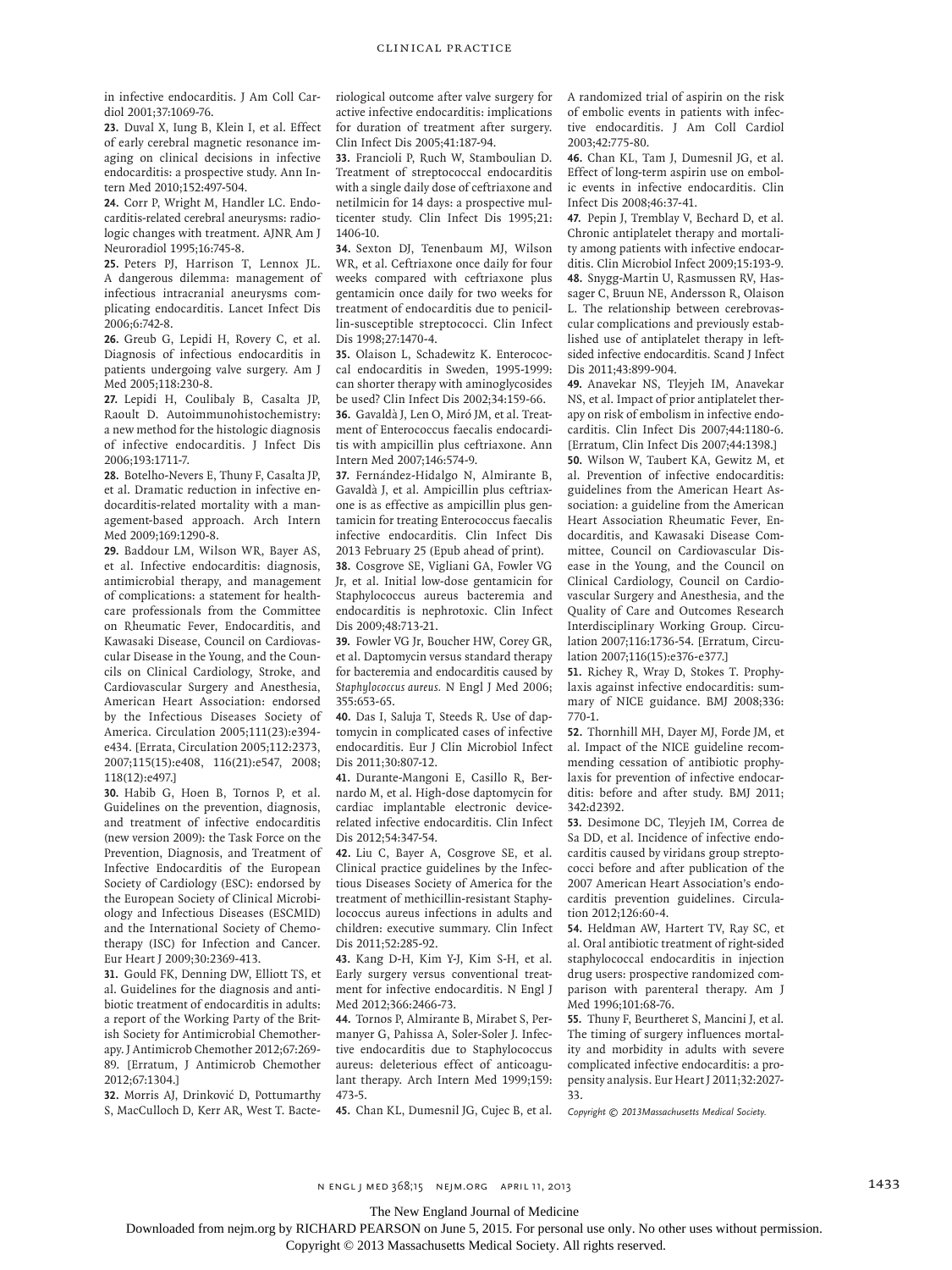in infective endocarditis. J Am Coll Cardiol 2001;37:1069-76.

**23.** Duval X, Iung B, Klein I, et al. Effect of early cerebral magnetic resonance imaging on clinical decisions in infective endocarditis: a prospective study. Ann Intern Med 2010;152:497-504.

**24.** Corr P, Wright M, Handler LC. Endocarditis-related cerebral aneurysms: radiologic changes with treatment. AJNR Am J Neuroradiol 1995;16:745-8.

**25.** Peters PJ, Harrison T, Lennox JL. A dangerous dilemma: management of infectious intracranial aneurysms complicating endocarditis. Lancet Infect Dis 2006;6:742-8.

**26.** Greub G, Lepidi H, Rovery C, et al. Diagnosis of infectious endocarditis in patients undergoing valve surgery. Am J Med 2005;118:230-8.

**27.** Lepidi H, Coulibaly B, Casalta JP, Raoult D. Autoimmunohistochemistry: a new method for the histologic diagnosis of infective endocarditis. J Infect Dis 2006;193:1711-7.

**28.** Botelho-Nevers E, Thuny F, Casalta JP, et al. Dramatic reduction in infective endocarditis-related mortality with a management-based approach. Arch Intern Med 2009;169:1290-8.

**29.** Baddour LM, Wilson WR, Bayer AS, et al. Infective endocarditis: diagnosis, antimicrobial therapy, and management of complications: a statement for healthcare professionals from the Committee on Rheumatic Fever, Endocarditis, and Kawasaki Disease, Council on Cardiovascular Disease in the Young, and the Councils on Clinical Cardiology, Stroke, and Cardiovascular Surgery and Anesthesia, American Heart Association: endorsed by the Infectious Diseases Society of America. Circulation 2005;111(23):e394-e434. [Errata, Circulation 2005;112:2373, 2007;115(15):e408, 116(21):e547, 2008; 118(12):e497.]

**30.** Habib G, Hoen B, Tornos P, et al. Guidelines on the prevention, diagnosis, and treatment of infective endocarditis (new version 2009): the Task Force on the Prevention, Diagnosis, and Treatment of Infective Endocarditis of the European Society of Cardiology (ESC): endorsed by the European Society of Clinical Microbiology and Infectious Diseases (ESCMID) and the International Society of Chemotherapy (ISC) for Infection and Cancer. Eur Heart J 2009;30:2369-413.

**31.** Gould FK, Denning DW, Elliott TS, et al. Guidelines for the diagnosis and antibiotic treatment of endocarditis in adults: a report of the Working Party of the British Society for Antimicrobial Chemotherapy. J Antimicrob Chemother 2012;67:269-89. [Erratum, J Antimicrob Chemother 2012;67:1304.]

**32.** Morris AJ, Drinković D, Pottumarthy S, MacCulloch D, Kerr AR, West T. Bacteriological outcome after valve surgery for active infective endocarditis: implications for duration of treatment after surgery. Clin Infect Dis 2005;41:187-94.

**33.** Francioli P, Ruch W, Stamboulian D. Treatment of streptococcal endocarditis with a single daily dose of ceftriaxone and netilmicin for 14 days: a prospective multicenter study. Clin Infect Dis 1995;21:1406-10.

**34.** Sexton DJ, Tenenbaum MJ, Wilson WR, et al. Ceftriaxone once daily for four weeks compared with ceftriaxone plus gentamicin once daily for two weeks for treatment of endocarditis due to penicillin-susceptible streptococci. Clin Infect Dis 1998;27:1470-4.

**35.** Olaison L, Schadewitz K. Enterococcal endocarditis in Sweden, 1995-1999: can shorter therapy with aminoglycosides be used? Clin Infect Dis 2002;34:159-66.

**36.** Gavaldà J, Len O, Miró JM, et al. Treatment of Enterococcus faecalis endocarditis with ampicillin plus ceftriaxone. Ann Intern Med 2007;146:574-9.

**37.** Fernández-Hidalgo N, Almirante B, Gavaldà J, et al. Ampicillin plus ceftriaxone is as effective as ampicillin plus gentamicin for treating Enterococcus faecalis infective endocarditis. Clin Infect Dis 2013 February 25 (Epub ahead of print).

**38.** Cosgrove SE, Vigliani GA, Fowler VG Jr, et al. Initial low-dose gentamicin for Staphylococcus aureus bacteremia and endocarditis is nephrotoxic. Clin Infect Dis 2009;48:713-21.

**39.** Fowler VG Jr, Boucher HW, Corey GR, et al. Daptomycin versus standard therapy for bacteremia and endocarditis caused by *Staphylococcus aureus.* N Engl J Med 2006; 355:653-65.

**40.** Das I, Saluja T, Steeds R. Use of daptomycin in complicated cases of infective endocarditis. Eur J Clin Microbiol Infect Dis 2011;30:807-12.

**41.** Durante-Mangoni E, Casillo R, Bernardo M, et al. High-dose daptomycin for cardiac implantable electronic device-related infective endocarditis. Clin Infect Dis 2012;54:347-54.

**42.** Liu C, Bayer A, Cosgrove SE, et al. Clinical practice guidelines by the Infectious Diseases Society of America for the treatment of methicillin-resistant Staphylococcus aureus infections in adults and children: executive summary. Clin Infect Dis 2011;52:285-92.

**43.** Kang D-H, Kim Y-J, Kim S-H, et al. Early surgery versus conventional treatment for infective endocarditis. N Engl J Med 2012;366:2466-73.

**44.** Tornos P, Almirante B, Mirabet S, Permanyer G, Pahissa A, Soler-Soler J. Infective endocarditis due to Staphylococcus aureus: deleterious effect of anticoagulant therapy. Arch Intern Med 1999;159: 473-5.

**45.** Chan KL, Dumesnil JG, Cujec B, et al. A randomized trial of aspirin on the risk of embolic events in patients with infective endocarditis. J Am Coll Cardiol 2003;42:775-80.

**46.** Chan KL, Tam J, Dumesnil JG, et al. Effect of long-term aspirin use on embolic events in infective endocarditis. Clin Infect Dis 2008;46:37-41.

**47.** Pepin J, Tremblay V, Bechard D, et al. Chronic antiplatelet therapy and mortality among patients with infective endocarditis. Clin Microbiol Infect 2009;15:193-9.

**48.** Snygg-Martin U, Rasmussen RV, Hassager C, Bruun NE, Andersson R, Olaison L. The relationship between cerebrovascular complications and previously established use of antiplatelet therapy in left-sided infective endocarditis. Scand J Infect Dis 2011;43:899-904.

**49.** Anavekar NS, Tleyjeh IM, Anavekar NS, et al. Impact of prior antiplatelet therapy on risk of embolism in infective endocarditis. Clin Infect Dis 2007;44:1180-6. [Erratum, Clin Infect Dis 2007;44:1398.]

**50.** Wilson W, Taubert KA, Gewitz M, et al. Prevention of infective endocarditis: guidelines from the American Heart Association: a guideline from the American Heart Association Rheumatic Fever, Endocarditis, and Kawasaki Disease Committee, Council on Cardiovascular Disease in the Young, and the Council on Clinical Cardiology, Council on Cardiovascular Surgery and Anesthesia, and the Quality of Care and Outcomes Research Interdisciplinary Working Group. Circulation 2007;116:1736-54. [Erratum, Circulation 2007;116(15):e376-e377.]

**51.** Richey R, Wray D, Stokes T. Prophylaxis against infective endocarditis: summary of NICE guidance. BMJ 2008;336: 770-1.

**52.** Thornhill MH, Dayer MJ, Forde JM, et al. Impact of the NICE guideline recommending cessation of antibiotic prophylaxis for prevention of infective endocarditis: before and after study. BMJ 2011; 342:d2392.

**53.** Desimone DC, Tleyjeh IM, Correa de Sa DD, et al. Incidence of infective endocarditis caused by viridans group streptococci before and after publication of the 2007 American Heart Association's endocarditis prevention guidelines. Circulation 2012;126:60-4.

**54.** Heldman AW, Hartert TV, Ray SC, et al. Oral antibiotic treatment of right-sided staphylococcal endocarditis in injection drug users: prospective randomized comparison with parenteral therapy. Am J Med 1996;101:68-76.

**55.** Thuny F, Beurtheret S, Mancini J, et al. The timing of surgery influences mortality and morbidity in adults with severe complicated infective endocarditis: a propensity analysis. Eur Heart J 2011;32:2027-33.

*Copyright © 2013 Massachusetts Medical Society.*